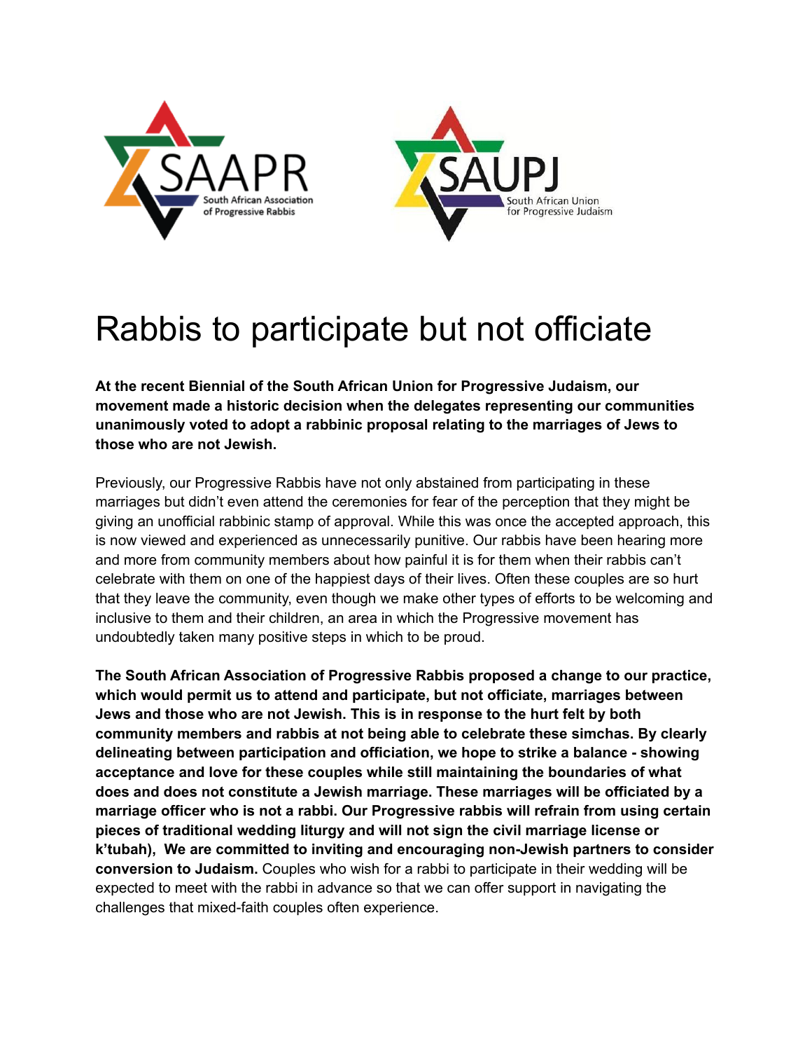SAAPR South African Association of Progressive Rabbis

SAUPJ South African Union for Progressive Judaism

# Rabbis to participate but not officiate

**At the recent Biennial of the South African Union for Progressive Judaism, our movement made a historic decision when the delegates representing our communities unanimously voted to adopt a rabbinic proposal relating to the marriages of Jews to those who are not Jewish.**

Previously, our Progressive Rabbis have not only abstained from participating in these marriages but didn't even attend the ceremonies for fear of the perception that they might be giving an unofficial rabbinic stamp of approval. While this was once the accepted approach, this is now viewed and experienced as unnecessarily punitive. Our rabbis have been hearing more and more from community members about how painful it is for them when their rabbis can't celebrate with them on one of the happiest days of their lives. Often these couples are so hurt that they leave the community, even though we make other types of efforts to be welcoming and inclusive to them and their children, an area in which the Progressive movement has undoubtedly taken many positive steps in which to be proud.

**The South African Association of Progressive Rabbis proposed a change to our practice, which would permit us to attend and participate, but not officiate, marriages between Jews and those who are not Jewish. This is in response to the hurt felt by both community members and rabbis at not being able to celebrate these simchas. By clearly delineating between participation and officiation, we hope to strike a balance - showing acceptance and love for these couples while still maintaining the boundaries of what does and does not constitute a Jewish marriage. These marriages will be officiated by a marriage officer who is not a rabbi. Our Progressive rabbis will refrain from using certain pieces of traditional wedding liturgy and will not sign the civil marriage license or k'tubah), We are committed to inviting and encouraging non-Jewish partners to consider conversion to Judaism.** Couples who wish for a rabbi to participate in their wedding will be expected to meet with the rabbi in advance so that we can offer support in navigating the challenges that mixed-faith couples often experience.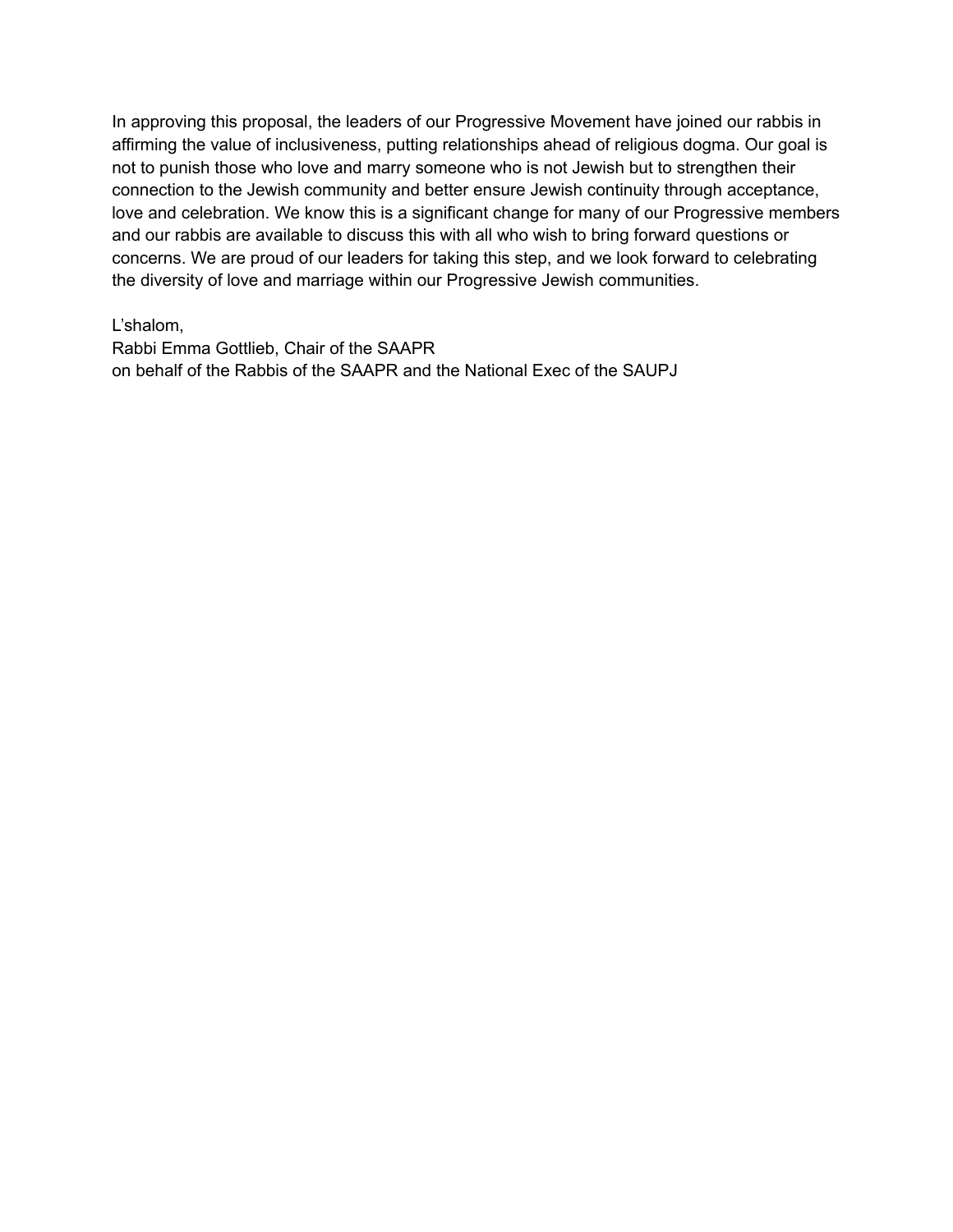In approving this proposal, the leaders of our Progressive Movement have joined our rabbis in affirming the value of inclusiveness, putting relationships ahead of religious dogma. Our goal is not to punish those who love and marry someone who is not Jewish but to strengthen their connection to the Jewish community and better ensure Jewish continuity through acceptance, love and celebration. We know this is a significant change for many of our Progressive members and our rabbis are available to discuss this with all who wish to bring forward questions or concerns. We are proud of our leaders for taking this step, and we look forward to celebrating the diversity of love and marriage within our Progressive Jewish communities.

L'shalom,
Rabbi Emma Gottlieb, Chair of the SAAPR
on behalf of the Rabbis of the SAAPR and the National Exec of the SAUPJ